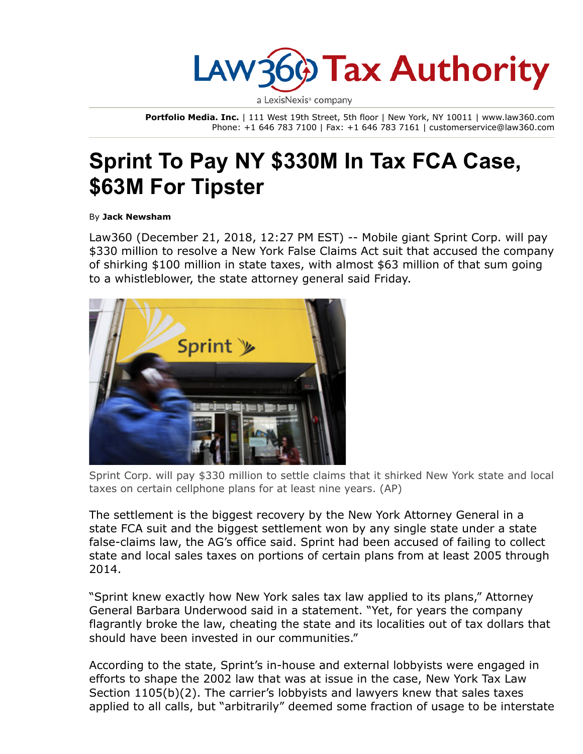# Sprint To Pay NY $330M In Tax FCA Case, $63M For Tipster

By **Jack Newsham**

Law360 (December 21, 2018, 12:27 PM EST) -- Mobile giant Sprint Corp. will pay $330 million to resolve a New York False Claims Act suit that accused the company of shirking $100 million in state taxes, with almost $63 million of that sum going to a whistleblower, the state attorney general said Friday.

Sprint Corp. will pay $330 million to settle claims that it shirked New York state and local taxes on certain cellphone plans for at least nine years. (AP)

The settlement is the biggest recovery by the New York Attorney General in a state FCA suit and the biggest settlement won by any single state under a state false-claims law, the AG's office said. Sprint had been accused of failing to collect state and local sales taxes on portions of certain plans from at least 2005 through 2014.

"Sprint knew exactly how New York sales tax law applied to its plans," Attorney General Barbara Underwood said in a statement. "Yet, for years the company flagrantly broke the law, cheating the state and its localities out of tax dollars that should have been invested in our communities."

According to the state, Sprint's in-house and external lobbyists were engaged in efforts to shape the 2002 law that was at issue in the case, New York Tax Law Section 1105(b)(2). The carrier's lobbyists and lawyers knew that sales taxes applied to all calls, but "arbitrarily" deemed some fraction of usage to be interstate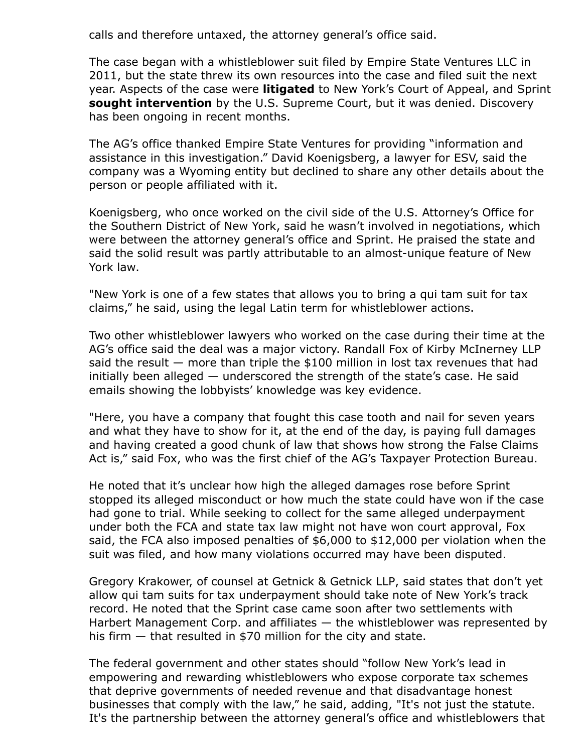calls and therefore untaxed, the attorney general's office said.

The case began with a whistleblower suit filed by Empire State Ventures LLC in 2011, but the state threw its own resources into the case and filed suit the next year. Aspects of the case were **litigated** to New York's Court of Appeal, and Sprint **sought intervention** by the U.S. Supreme Court, but it was denied. Discovery has been ongoing in recent months.

The AG's office thanked Empire State Ventures for providing "information and assistance in this investigation." David Koenigsberg, a lawyer for ESV, said the company was a Wyoming entity but declined to share any other details about the person or people affiliated with it.

Koenigsberg, who once worked on the civil side of the U.S. Attorney's Office for the Southern District of New York, said he wasn't involved in negotiations, which were between the attorney general's office and Sprint. He praised the state and said the solid result was partly attributable to an almost-unique feature of New York law.

"New York is one of a few states that allows you to bring a qui tam suit for tax claims," he said, using the legal Latin term for whistleblower actions.

Two other whistleblower lawyers who worked on the case during their time at the AG's office said the deal was a major victory. Randall Fox of Kirby McInerney LLP said the result — more than triple the $100 million in lost tax revenues that had initially been alleged — underscored the strength of the state's case. He said emails showing the lobbyists' knowledge was key evidence.

"Here, you have a company that fought this case tooth and nail for seven years and what they have to show for it, at the end of the day, is paying full damages and having created a good chunk of law that shows how strong the False Claims Act is," said Fox, who was the first chief of the AG's Taxpayer Protection Bureau.

He noted that it's unclear how high the alleged damages rose before Sprint stopped its alleged misconduct or how much the state could have won if the case had gone to trial. While seeking to collect for the same alleged underpayment under both the FCA and state tax law might not have won court approval, Fox said, the FCA also imposed penalties of $6,000 to $12,000 per violation when the suit was filed, and how many violations occurred may have been disputed.

Gregory Krakower, of counsel at Getnick & Getnick LLP, said states that don't yet allow qui tam suits for tax underpayment should take note of New York's track record. He noted that the Sprint case came soon after two settlements with Harbert Management Corp. and affiliates — the whistleblower was represented by his firm — that resulted in $70 million for the city and state.

The federal government and other states should "follow New York's lead in empowering and rewarding whistleblowers who expose corporate tax schemes that deprive governments of needed revenue and that disadvantage honest businesses that comply with the law," he said, adding, "It's not just the statute. It's the partnership between the attorney general's office and whistleblowers that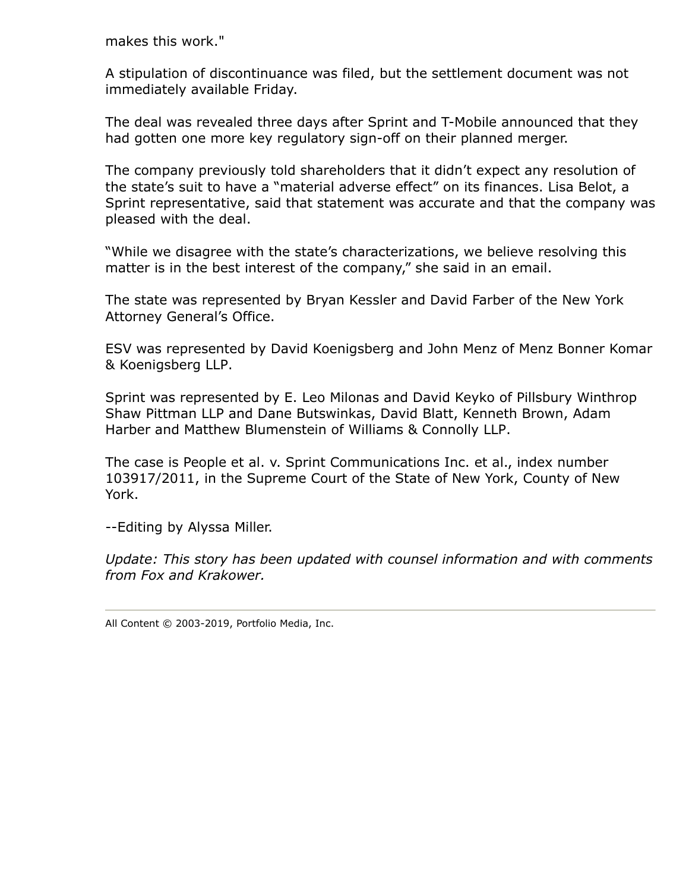makes this work."

A stipulation of discontinuance was filed, but the settlement document was not immediately available Friday.

The deal was revealed three days after Sprint and T-Mobile announced that they had gotten one more key regulatory sign-off on their planned merger.

The company previously told shareholders that it didn't expect any resolution of the state's suit to have a "material adverse effect" on its finances. Lisa Belot, a Sprint representative, said that statement was accurate and that the company was pleased with the deal.

"While we disagree with the state's characterizations, we believe resolving this matter is in the best interest of the company," she said in an email.

The state was represented by Bryan Kessler and David Farber of the New York Attorney General's Office.

ESV was represented by David Koenigsberg and John Menz of Menz Bonner Komar & Koenigsberg LLP.

Sprint was represented by E. Leo Milonas and David Keyko of Pillsbury Winthrop Shaw Pittman LLP and Dane Butswinkas, David Blatt, Kenneth Brown, Adam Harber and Matthew Blumenstein of Williams & Connolly LLP.

The case is People et al. v. Sprint Communications Inc. et al., index number 103917/2011, in the Supreme Court of the State of New York, County of New York.

--Editing by Alyssa Miller.

*Update: This story has been updated with counsel information and with comments from Fox and Krakower.*

All Content © 2003-2019, Portfolio Media, Inc.